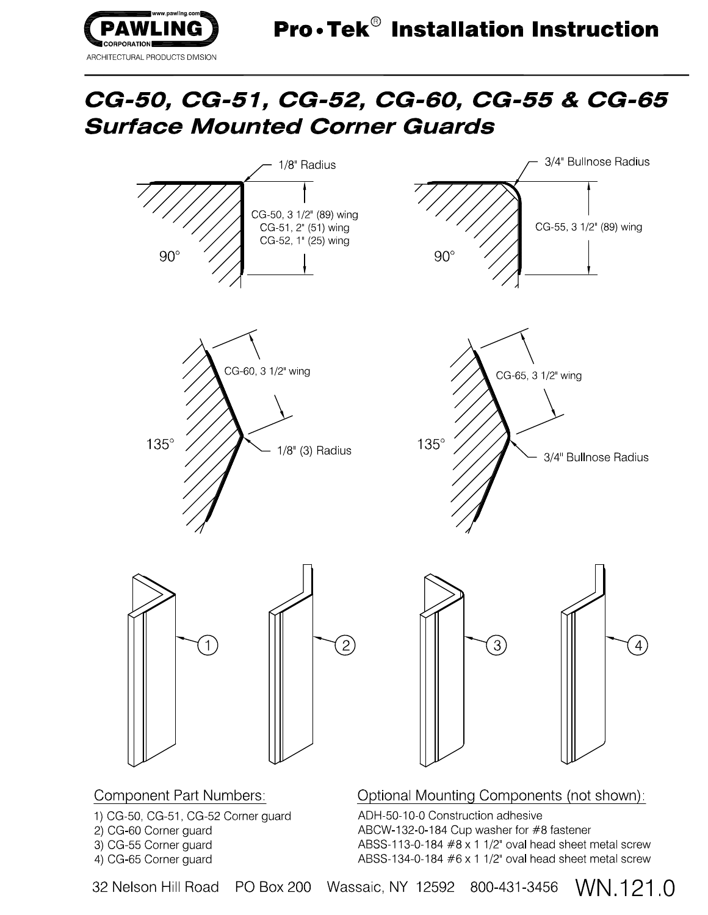PAWLING CORPORATION

ARCHITECTURAL PRODUCTS DIVISION

www.pawling.com

# Pro•Tek® Installation Instruction

## *CG-50, CG-51, CG-52, CG-60, CG-55 & CG-65 Surface Mounted Corner Guards*

1/8" Radius

CG-50, 3 1/2" (89) wing
CG-51, 2" (51) wing
CG-52, 1" (25) wing

90°

3/4" Bullnose Radius

CG-55, 3 1/2" (89) wing

90°

CG-60, 3 1/2" wing

135°

1/8" (3) Radius

CG-65, 3 1/2" wing

135°

3/4" Bullnose Radius

Component Part Numbers:

1) CG-50, CG-51, CG-52 Corner guard
2) CG-60 Corner guard
3) CG-55 Corner guard
4) CG-65 Corner guard

Optional Mounting Components (not shown):

ADH-50-10-0 Construction adhesive
ABCW-132-0-184 Cup washer for #8 fastener
ABSS-113-0-184 #8 x 1 1/2" oval head sheet metal screw
ABSS-134-0-184 #6 x 1 1/2" oval head sheet metal screw

32 Nelson Hill Road PO Box 200 Wassaic, NY 12592 800-431-3456 WN.121.0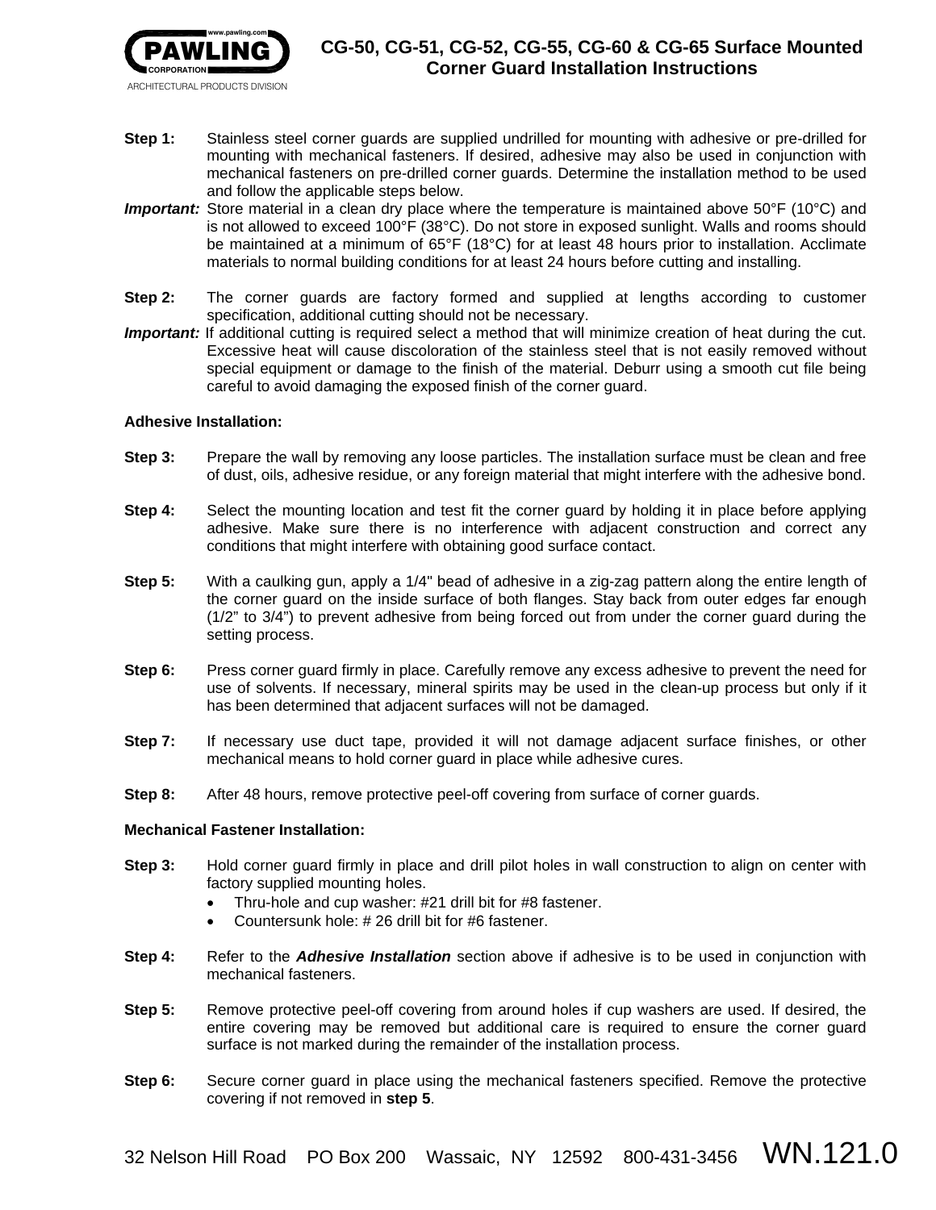# CG-50, CG-51, CG-52, CG-55, CG-60 & CG-65 Surface Mounted Corner Guard Installation Instructions

**Step 1:** Stainless steel corner guards are supplied undrilled for mounting with adhesive or pre-drilled for mounting with mechanical fasteners. If desired, adhesive may also be used in conjunction with mechanical fasteners on pre-drilled corner guards. Determine the installation method to be used and follow the applicable steps below.

***Important:*** Store material in a clean dry place where the temperature is maintained above 50°F (10°C) and is not allowed to exceed 100°F (38°C). Do not store in exposed sunlight. Walls and rooms should be maintained at a minimum of 65°F (18°C) for at least 48 hours prior to installation. Acclimate materials to normal building conditions for at least 24 hours before cutting and installing.

**Step 2:** The corner guards are factory formed and supplied at lengths according to customer specification, additional cutting should not be necessary.

***Important:*** If additional cutting is required select a method that will minimize creation of heat during the cut. Excessive heat will cause discoloration of the stainless steel that is not easily removed without special equipment or damage to the finish of the material. Deburr using a smooth cut file being careful to avoid damaging the exposed finish of the corner guard.

**Adhesive Installation:**

**Step 3:** Prepare the wall by removing any loose particles. The installation surface must be clean and free of dust, oils, adhesive residue, or any foreign material that might interfere with the adhesive bond.

**Step 4:** Select the mounting location and test fit the corner guard by holding it in place before applying adhesive. Make sure there is no interference with adjacent construction and correct any conditions that might interfere with obtaining good surface contact.

**Step 5:** With a caulking gun, apply a 1/4" bead of adhesive in a zig-zag pattern along the entire length of the corner guard on the inside surface of both flanges. Stay back from outer edges far enough (1/2" to 3/4") to prevent adhesive from being forced out from under the corner guard during the setting process.

**Step 6:** Press corner guard firmly in place. Carefully remove any excess adhesive to prevent the need for use of solvents. If necessary, mineral spirits may be used in the clean-up process but only if it has been determined that adjacent surfaces will not be damaged.

**Step 7:** If necessary use duct tape, provided it will not damage adjacent surface finishes, or other mechanical means to hold corner guard in place while adhesive cures.

**Step 8:** After 48 hours, remove protective peel-off covering from surface of corner guards.

**Mechanical Fastener Installation:**

**Step 3:** Hold corner guard firmly in place and drill pilot holes in wall construction to align on center with factory supplied mounting holes.

- Thru-hole and cup washer: #21 drill bit for #8 fastener.
- Countersunk hole: # 26 drill bit for #6 fastener.

**Step 4:** Refer to the ***Adhesive Installation*** section above if adhesive is to be used in conjunction with mechanical fasteners.

**Step 5:** Remove protective peel-off covering from around holes if cup washers are used. If desired, the entire covering may be removed but additional care is required to ensure the corner guard surface is not marked during the remainder of the installation process.

**Step 6:** Secure corner guard in place using the mechanical fasteners specified. Remove the protective covering if not removed in **step 5**.

32 Nelson Hill Road PO Box 200 Wassaic, NY 12592 800-431-3456 WN.121.0